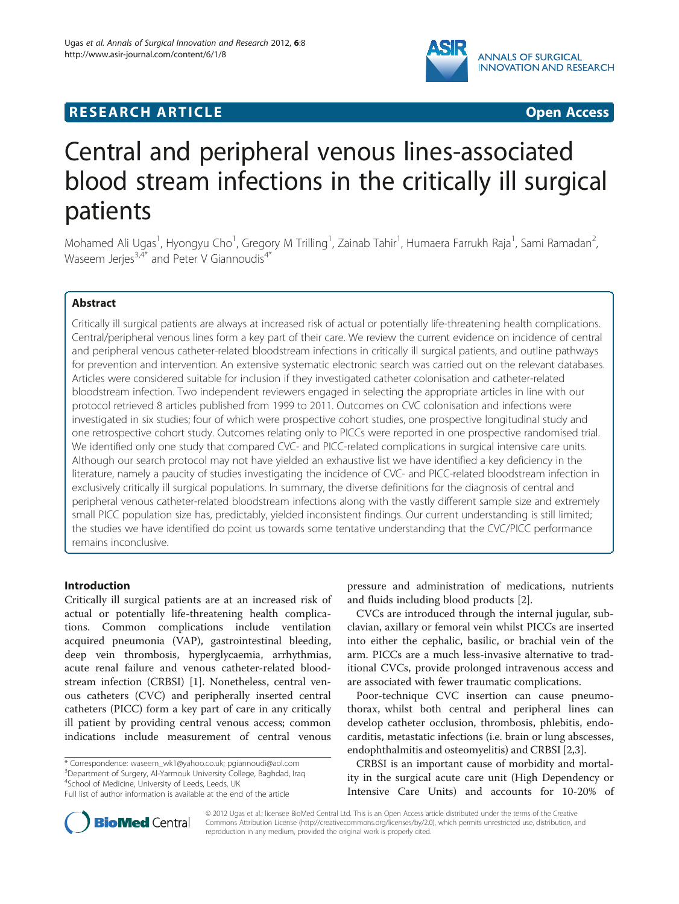**RESEARCH ARTICLE** **Open Access**

# Central and peripheral venous lines-associated blood stream infections in the critically ill surgical patients

Mohamed Ali Ugas[1], Hyongyu Cho[1], Gregory M Trilling[1], Zainab Tahir[1], Humaera Farrukh Raja[1], Sami Ramadan[2], Waseem Jerjes[3,4*] and Peter V Giannoudis[4*]

## Abstract

Critically ill surgical patients are always at increased risk of actual or potentially life-threatening health complications. Central/peripheral venous lines form a key part of their care. We review the current evidence on incidence of central and peripheral venous catheter-related bloodstream infections in critically ill surgical patients, and outline pathways for prevention and intervention. An extensive systematic electronic search was carried out on the relevant databases. Articles were considered suitable for inclusion if they investigated catheter colonisation and catheter-related bloodstream infection. Two independent reviewers engaged in selecting the appropriate articles in line with our protocol retrieved 8 articles published from 1999 to 2011. Outcomes on CVC colonisation and infections were investigated in six studies; four of which were prospective cohort studies, one prospective longitudinal study and one retrospective cohort study. Outcomes relating only to PICCs were reported in one prospective randomised trial. We identified only one study that compared CVC- and PICC-related complications in surgical intensive care units. Although our search protocol may not have yielded an exhaustive list we have identified a key deficiency in the literature, namely a paucity of studies investigating the incidence of CVC- and PICC-related bloodstream infection in exclusively critically ill surgical populations. In summary, the diverse definitions for the diagnosis of central and peripheral venous catheter-related bloodstream infections along with the vastly different sample size and extremely small PICC population size has, predictably, yielded inconsistent findings. Our current understanding is still limited; the studies we have identified do point us towards some tentative understanding that the CVC/PICC performance remains inconclusive.

## Introduction

Critically ill surgical patients are at an increased risk of actual or potentially life-threatening health complications. Common complications include ventilation acquired pneumonia (VAP), gastrointestinal bleeding, deep vein thrombosis, hyperglycaemia, arrhythmias, acute renal failure and venous catheter-related bloodstream infection (CRBSI) [1]. Nonetheless, central venous catheters (CVC) and peripherally inserted central catheters (PICC) form a key part of care in any critically ill patient by providing central venous access; common indications include measurement of central venous pressure and administration of medications, nutrients and fluids including blood products [2].

CVCs are introduced through the internal jugular, subclavian, axillary or femoral vein whilst PICCs are inserted into either the cephalic, basilic, or brachial vein of the arm. PICCs are a much less-invasive alternative to traditional CVCs, provide prolonged intravenous access and are associated with fewer traumatic complications.

Poor-technique CVC insertion can cause pneumothorax, whilst both central and peripheral lines can develop catheter occlusion, thrombosis, phlebitis, endocarditis, metastatic infections (i.e. brain or lung abscesses, endophthalmitis and osteomyelitis) and CRBSI [2,3].

CRBSI is an important cause of morbidity and mortality in the surgical acute care unit (High Dependency or Intensive Care Units) and accounts for 10-20% of

\* Correspondence: waseem_wk1@yahoo.co.uk; pgiannoudi@aol.com
[3]Department of Surgery, Al-Yarmouk University College, Baghdad, Iraq
[4]School of Medicine, University of Leeds, Leeds, UK
Full list of author information is available at the end of the article

© 2012 Ugas et al.; licensee BioMed Central Ltd. This is an Open Access article distributed under the terms of the Creative Commons Attribution License (http://creativecommons.org/licenses/by/2.0), which permits unrestricted use, distribution, and reproduction in any medium, provided the original work is properly cited.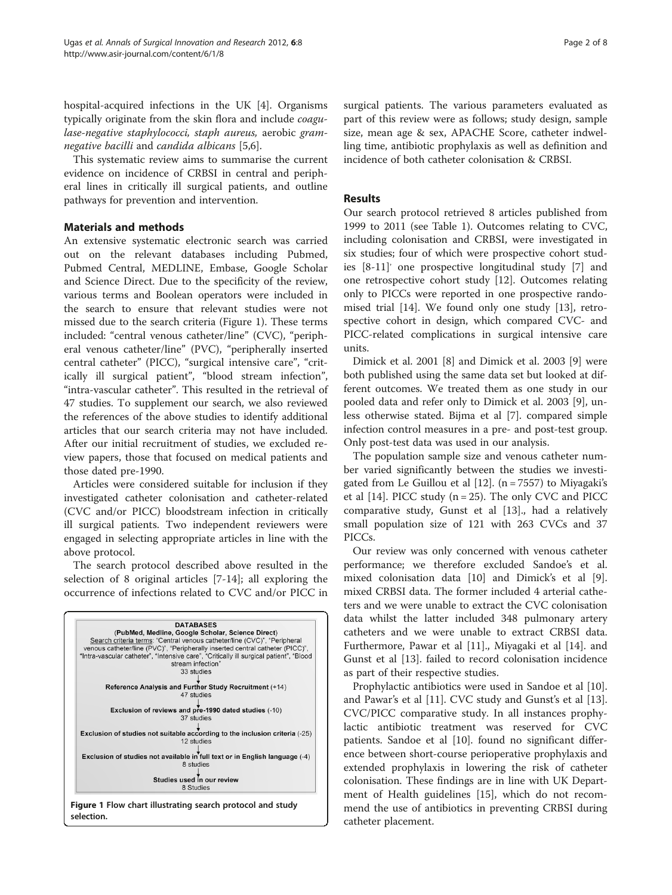hospital-acquired infections in the UK [4]. Organisms typically originate from the skin flora and include *coagulase-negative staphylococci, staph aureus,* aerobic *gram-negative bacilli* and *candida albicans* [5,6].

This systematic review aims to summarise the current evidence on incidence of CRBSI in central and peripheral lines in critically ill surgical patients, and outline pathways for prevention and intervention.

## Materials and methods

An extensive systematic electronic search was carried out on the relevant databases including Pubmed, Pubmed Central, MEDLINE, Embase, Google Scholar and Science Direct. Due to the specificity of the review, various terms and Boolean operators were included in the search to ensure that relevant studies were not missed due to the search criteria (Figure 1). These terms included: "central venous catheter/line" (CVC), "peripheral venous catheter/line" (PVC), "peripherally inserted central catheter" (PICC), "surgical intensive care", "critically ill surgical patient", "blood stream infection", "intra-vascular catheter". This resulted in the retrieval of 47 studies. To supplement our search, we also reviewed the references of the above studies to identify additional articles that our search criteria may not have included. After our initial recruitment of studies, we excluded review papers, those that focused on medical patients and those dated pre-1990.

Articles were considered suitable for inclusion if they investigated catheter colonisation and catheter-related (CVC and/or PICC) bloodstream infection in critically ill surgical patients. Two independent reviewers were engaged in selecting appropriate articles in line with the above protocol.

The search protocol described above resulted in the selection of 8 original articles [7-14]; all exploring the occurrence of infections related to CVC and/or PICC in

DATABASES
(PubMed, Medline, Google Scholar, Science Direct)
Search criteria terms: "Central venous catheter/line (CVC)", "Peripheral venous catheter/line (PVC)", "Peripherally inserted central catheter (PICC)", "Intra-vascular catheter", "Intensive care", "Critically ill surgical patient", "Blood stream infection"
33 studies

↓

Reference Analysis and Further Study Recruitment (+14)
47 studies

↓

Exclusion of reviews and pre-1990 dated studies (-10)
37 studies

↓

Exclusion of studies not suitable according to the inclusion criteria (-25)
12 studies

↓

Exclusion of studies not available in full text or in English language (-4)
8 studies

↓

Studies used in our review
8 Studies

**Figure 1** Flow chart illustrating search protocol and study selection.

surgical patients. The various parameters evaluated as part of this review were as follows; study design, sample size, mean age & sex, APACHE Score, catheter indwelling time, antibiotic prophylaxis as well as definition and incidence of both catheter colonisation & CRBSI.

## Results

Our search protocol retrieved 8 articles published from 1999 to 2011 (see Table 1). Outcomes relating to CVC, including colonisation and CRBSI, were investigated in six studies; four of which were prospective cohort studies [8-11]' one prospective longitudinal study [7] and one retrospective cohort study [12]. Outcomes relating only to PICCs were reported in one prospective randomised trial [14]. We found only one study [13], retrospective cohort in design, which compared CVC- and PICC-related complications in surgical intensive care units.

Dimick et al. 2001 [8] and Dimick et al. 2003 [9] were both published using the same data set but looked at different outcomes. We treated them as one study in our pooled data and refer only to Dimick et al. 2003 [9], unless otherwise stated. Bijma et al [7]. compared simple infection control measures in a pre- and post-test group. Only post-test data was used in our analysis.

The population sample size and venous catheter number varied significantly between the studies we investigated from Le Guillou et al [12]. (n = 7557) to Miyagaki's et al [14]. PICC study (n = 25). The only CVC and PICC comparative study, Gunst et al [13]., had a relatively small population size of 121 with 263 CVCs and 37 PICCs.

Our review was only concerned with venous catheter performance; we therefore excluded Sandoe's et al. mixed colonisation data [10] and Dimick's et al [9]. mixed CRBSI data. The former included 4 arterial catheters and we were unable to extract the CVC colonisation data whilst the latter included 348 pulmonary artery catheters and we were unable to extract CRBSI data. Furthermore, Pawar et al [11]., Miyagaki et al [14]. and Gunst et al [13]. failed to record colonisation incidence as part of their respective studies.

Prophylactic antibiotics were used in Sandoe et al [10]. and Pawar's et al [11]. CVC study and Gunst's et al [13]. CVC/PICC comparative study. In all instances prophylactic antibiotic treatment was reserved for CVC patients. Sandoe et al [10]. found no significant difference between short-course perioperative prophylaxis and extended prophylaxis in lowering the risk of catheter colonisation. These findings are in line with UK Department of Health guidelines [15], which do not recommend the use of antibiotics in preventing CRBSI during catheter placement.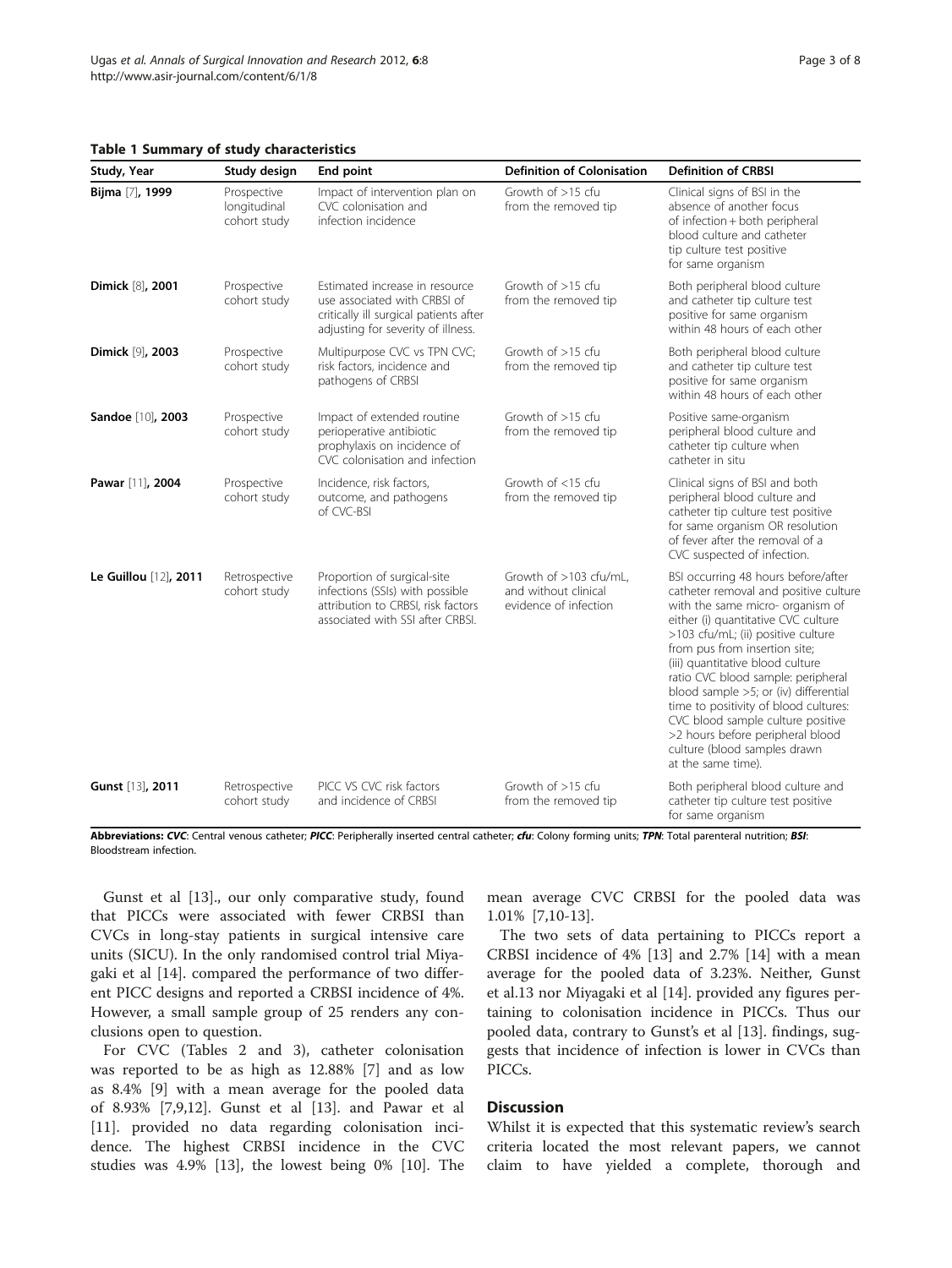**Table 1 Summary of study characteristics**

| Study, Year | Study design | End point | Definition of Colonisation | Definition of CRBSI |
|---|---|---|---|---|
| **Bijma** [7], **1999** | Prospective longitudinal cohort study | Impact of intervention plan on CVC colonisation and infection incidence | Growth of >15 cfu from the removed tip | Clinical signs of BSI in the absence of another focus of infection + both peripheral blood culture and catheter tip culture test positive for same organism |
| **Dimick** [8], **2001** | Prospective cohort study | Estimated increase in resource use associated with CRBSI of critically ill surgical patients after adjusting for severity of illness. | Growth of >15 cfu from the removed tip | Both peripheral blood culture and catheter tip culture test positive for same organism within 48 hours of each other |
| **Dimick** [9], **2003** | Prospective cohort study | Multipurpose CVC vs TPN CVC; risk factors, incidence and pathogens of CRBSI | Growth of >15 cfu from the removed tip | Both peripheral blood culture and catheter tip culture test positive for same organism within 48 hours of each other |
| **Sandoe** [10], **2003** | Prospective cohort study | Impact of extended routine perioperative antibiotic prophylaxis on incidence of CVC colonisation and infection | Growth of >15 cfu from the removed tip | Positive same-organism peripheral blood culture and catheter tip culture when catheter in situ |
| **Pawar** [11], **2004** | Prospective cohort study | Incidence, risk factors, outcome, and pathogens of CVC-BSI | Growth of <15 cfu from the removed tip | Clinical signs of BSI and both peripheral blood culture and catheter tip culture test positive for same organism OR resolution of fever after the removal of a CVC suspected of infection. |
| **Le Guillou** [12], **2011** | Retrospective cohort study | Proportion of surgical-site infections (SSIs) with possible attribution to CRBSI, risk factors associated with SSI after CRBSI. | Growth of >103 cfu/mL, and without clinical evidence of infection | BSI occurring 48 hours before/after catheter removal and positive culture with the same micro- organism of either (i) quantitative CVC culture >103 cfu/mL; (ii) positive culture from pus from insertion site; (iii) quantitative blood culture ratio CVC blood sample: peripheral blood sample >5; or (iv) differential time to positivity of blood cultures: CVC blood sample culture positive >2 hours before peripheral blood culture (blood samples drawn at the same time). |
| **Gunst** [13], **2011** | Retrospective cohort study | PICC VS CVC risk factors and incidence of CRBSI | Growth of >15 cfu from the removed tip | Both peripheral blood culture and catheter tip culture test positive for same organism |

**Abbreviations:** ***CVC***: Central venous catheter; ***PICC***: Peripherally inserted central catheter; ***cfu***: Colony forming units; ***TPN***: Total parenteral nutrition; ***BSI***: Bloodstream infection.

Gunst et al [13]., our only comparative study, found that PICCs were associated with fewer CRBSI than CVCs in long-stay patients in surgical intensive care units (SICU). In the only randomised control trial Miyagaki et al [14]. compared the performance of two different PICC designs and reported a CRBSI incidence of 4%. However, a small sample group of 25 renders any conclusions open to question.

For CVC (Tables 2 and 3), catheter colonisation was reported to be as high as 12.88% [7] and as low as 8.4% [9] with a mean average for the pooled data of 8.93% [7,9,12]. Gunst et al [13]. and Pawar et al [11]. provided no data regarding colonisation incidence. The highest CRBSI incidence in the CVC studies was 4.9% [13], the lowest being 0% [10]. The mean average CVC CRBSI for the pooled data was 1.01% [7,10-13].

The two sets of data pertaining to PICCs report a CRBSI incidence of 4% [13] and 2.7% [14] with a mean average for the pooled data of 3.23%. Neither, Gunst et al.13 nor Miyagaki et al [14]. provided any figures pertaining to colonisation incidence in PICCs. Thus our pooled data, contrary to Gunst's et al [13]. findings, suggests that incidence of infection is lower in CVCs than PICCs.

## Discussion

Whilst it is expected that this systematic review's search criteria located the most relevant papers, we cannot claim to have yielded a complete, thorough and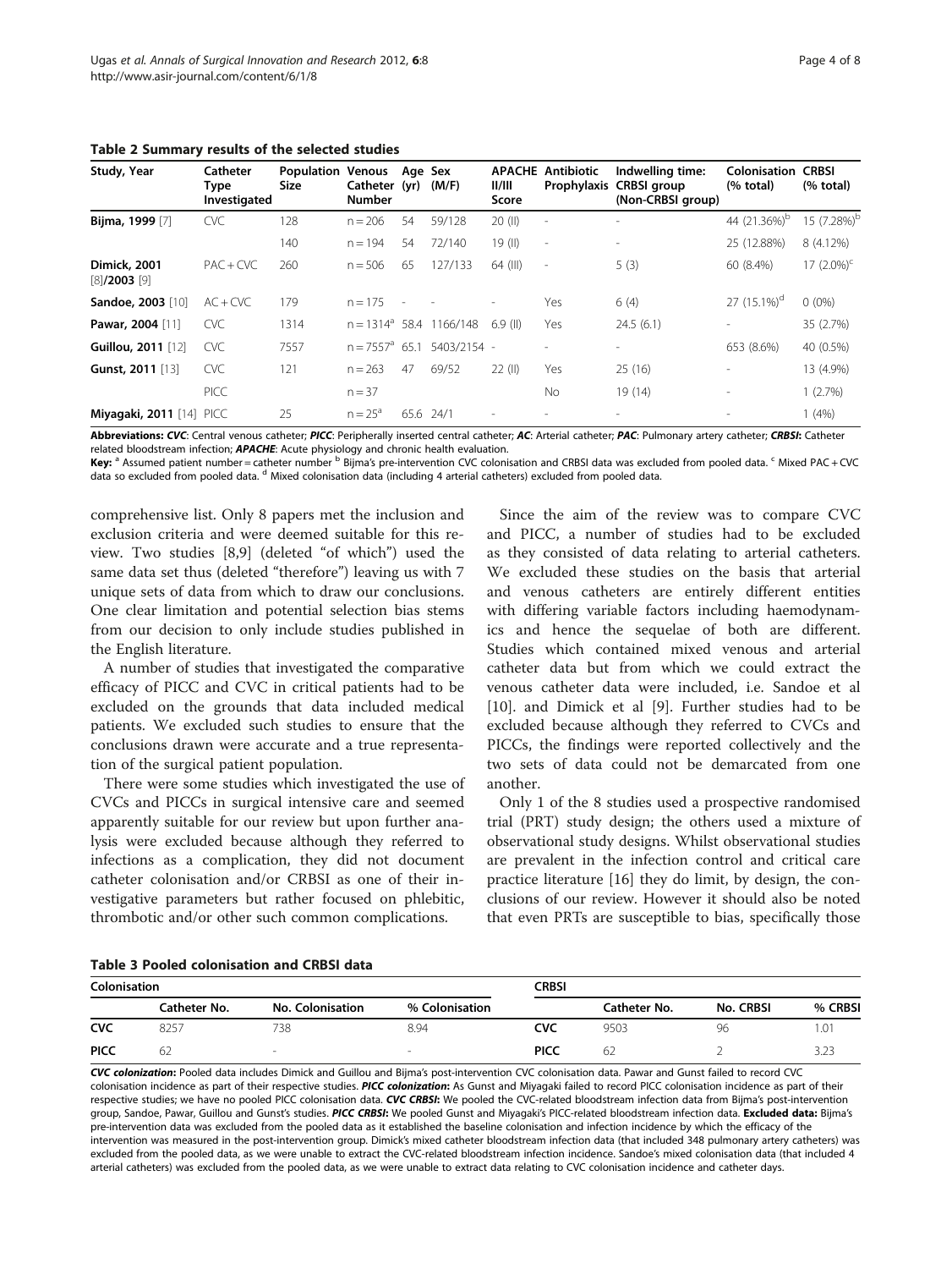**Table 2 Summary results of the selected studies**

| Study, Year | Catheter Type Investigated | Population Size | Venous Catheter Number | Age (yr) | Sex (M/F) | APACHE II/III Score | Antibiotic Prophylaxis | Indwelling time: CRBSI group (Non-CRBSI group) | Colonisation (% total) | CRBSI (% total) |
|---|---|---|---|---|---|---|---|---|---|---|
| **Bijma, 1999** [7] | CVC | 128 | n = 206 | 54 | 59/128 | 20 (II) | - | - | 44 (21.36%)[b] | 15 (7.28%)[b] |
| | | 140 | n = 194 | 54 | 72/140 | 19 (II) | - | - | 25 (12.88%) | 8 (4.12%) |
| **Dimick, 2001** [8]/**2003** [9] | PAC + CVC | 260 | n = 506 | 65 | 127/133 | 64 (III) | - | 5 (3) | 60 (8.4%) | 17 (2.0%)[c] |
| **Sandoe, 2003** [10] | AC + CVC | 179 | n = 175 | - | - | - | Yes | 6 (4) | 27 (15.1%)[d] | 0 (0%) |
| **Pawar, 2004** [11] | CVC | 1314 | n = 1314[a] | 58.4 | 1166/148 | 6.9 (II) | Yes | 24.5 (6.1) | - | 35 (2.7%) |
| **Guillou, 2011** [12] | CVC | 7557 | n = 7557[a] | 65.1 | 5403/2154 | - | - | - | 653 (8.6%) | 40 (0.5%) |
| **Gunst, 2011** [13] | CVC | 121 | n = 263 | 47 | 69/52 | 22 (II) | Yes | 25 (16) | - | 13 (4.9%) |
| | PICC | | n = 37 | | | | No | 19 (14) | - | 1 (2.7%) |
| **Miyagaki, 2011** [14] | PICC | 25 | n = 25[a] | 65.6 | 24/1 | - | - | - | - | 1 (4%) |

**Abbreviations:** ***CVC***: Central venous catheter; ***PICC***: Peripherally inserted central catheter; ***AC***: Arterial catheter; ***PAC***: Pulmonary artery catheter; ***CRBSI***: Catheter related bloodstream infection; ***APACHE***: Acute physiology and chronic health evaluation.

**Key:** [a] Assumed patient number = catheter number [b] Bijma's pre-intervention CVC colonisation and CRBSI data was excluded from pooled data. [c] Mixed PAC + CVC data so excluded from pooled data. [d] Mixed colonisation data (including 4 arterial catheters) excluded from pooled data.

comprehensive list. Only 8 papers met the inclusion and exclusion criteria and were deemed suitable for this review. Two studies [8,9] (deleted "of which") used the same data set thus (deleted "therefore") leaving us with 7 unique sets of data from which to draw our conclusions. One clear limitation and potential selection bias stems from our decision to only include studies published in the English literature.

A number of studies that investigated the comparative efficacy of PICC and CVC in critical patients had to be excluded on the grounds that data included medical patients. We excluded such studies to ensure that the conclusions drawn were accurate and a true representation of the surgical patient population.

There were some studies which investigated the use of CVCs and PICCs in surgical intensive care and seemed apparently suitable for our review but upon further analysis were excluded because although they referred to infections as a complication, they did not document catheter colonisation and/or CRBSI as one of their investigative parameters but rather focused on phlebitic, thrombotic and/or other such common complications.

Since the aim of the review was to compare CVC and PICC, a number of studies had to be excluded as they consisted of data relating to arterial catheters. We excluded these studies on the basis that arterial and venous catheters are entirely different entities with differing variable factors including haemodynamics and hence the sequelae of both are different. Studies which contained mixed venous and arterial catheter data but from which we could extract the venous catheter data were included, i.e. Sandoe et al [10]. and Dimick et al [9]. Further studies had to be excluded because although they referred to CVCs and PICCs, the findings were reported collectively and the two sets of data could not be demarcated from one another.

Only 1 of the 8 studies used a prospective randomised trial (PRT) study design; the others used a mixture of observational study designs. Whilst observational studies are prevalent in the infection control and critical care practice literature [16] they do limit, by design, the conclusions of our review. However it should also be noted that even PRTs are susceptible to bias, specifically those

**Table 3 Pooled colonisation and CRBSI data**

| Colonisation | | | | CRBSI | | | |
|---|---|---|---|---|---|---|---|
| | Catheter No. | No. Colonisation | % Colonisation | | Catheter No. | No. CRBSI | % CRBSI |
| **CVC** | 8257 | 738 | 8.94 | **CVC** | 9503 | 96 | 1.01 |
| **PICC** | 62 | - | - | **PICC** | 62 | 2 | 3.23 |

***CVC colonization***: Pooled data includes Dimick and Guillou and Bijma's post-intervention CVC colonisation data. Pawar and Gunst failed to record CVC colonisation incidence as part of their respective studies. ***PICC colonization***: As Gunst and Miyagaki failed to record PICC colonisation incidence as part of their respective studies; we have no pooled PICC colonisation data. ***CVC CRBSI***: We pooled the CVC-related bloodstream infection data from Bijma's post-intervention group, Sandoe, Pawar, Guillou and Gunst's studies. ***PICC CRBSI***: We pooled Gunst and Miyagaki's PICC-related bloodstream infection data. **Excluded data:** Bijma's pre-intervention data was excluded from the pooled data as it established the baseline colonisation and infection incidence by which the efficacy of the intervention was measured in the post-intervention group. Dimick's mixed catheter bloodstream infection data (that included 348 pulmonary artery catheters) was excluded from the pooled data, as we were unable to extract the CVC-related bloodstream infection incidence. Sandoe's mixed colonisation data (that included 4 arterial catheters) was excluded from the pooled data, as we were unable to extract data relating to CVC colonisation incidence and catheter days.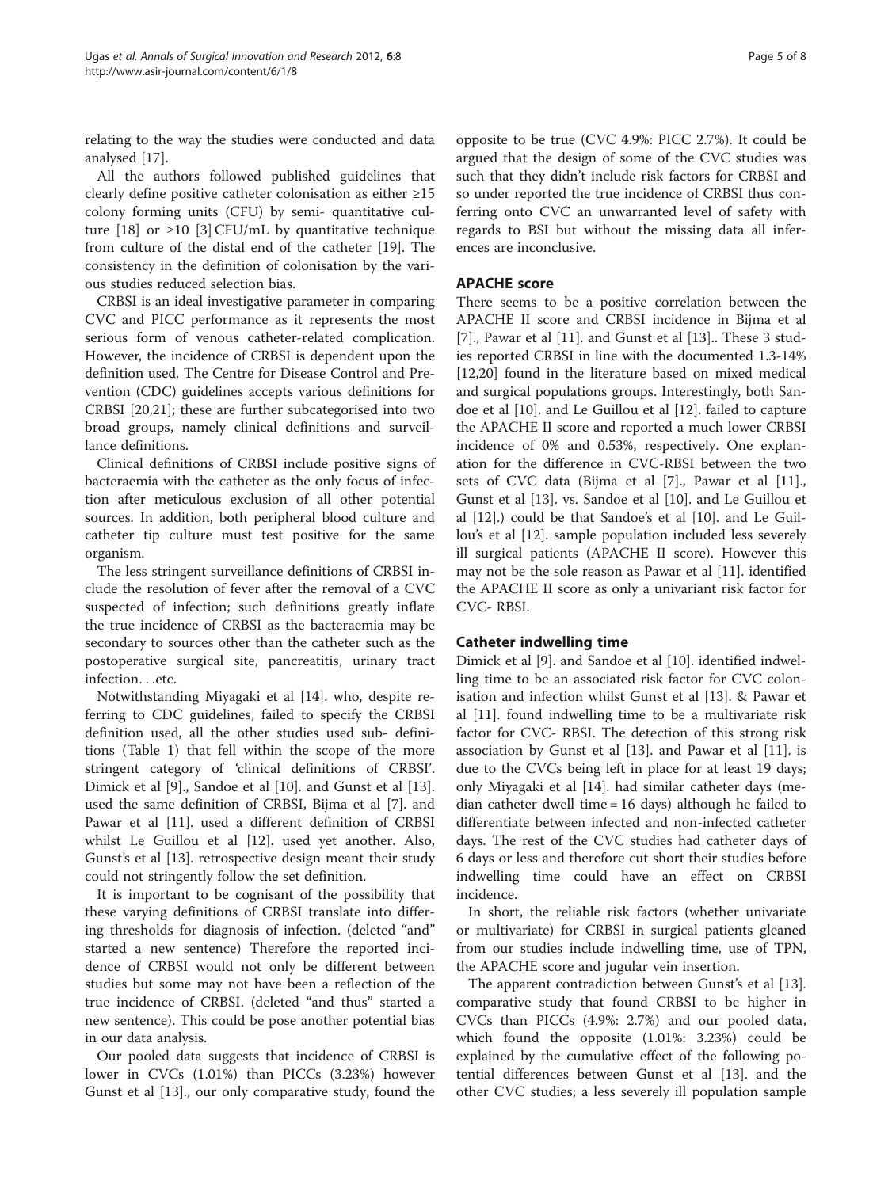relating to the way the studies were conducted and data analysed [17].

All the authors followed published guidelines that clearly define positive catheter colonisation as either ≥15 colony forming units (CFU) by semi- quantitative culture [18] or ≥10 [3] CFU/mL by quantitative technique from culture of the distal end of the catheter [19]. The consistency in the definition of colonisation by the various studies reduced selection bias.

CRBSI is an ideal investigative parameter in comparing CVC and PICC performance as it represents the most serious form of venous catheter-related complication. However, the incidence of CRBSI is dependent upon the definition used. The Centre for Disease Control and Prevention (CDC) guidelines accepts various definitions for CRBSI [20,21]; these are further subcategorised into two broad groups, namely clinical definitions and surveillance definitions.

Clinical definitions of CRBSI include positive signs of bacteraemia with the catheter as the only focus of infection after meticulous exclusion of all other potential sources. In addition, both peripheral blood culture and catheter tip culture must test positive for the same organism.

The less stringent surveillance definitions of CRBSI include the resolution of fever after the removal of a CVC suspected of infection; such definitions greatly inflate the true incidence of CRBSI as the bacteraemia may be secondary to sources other than the catheter such as the postoperative surgical site, pancreatitis, urinary tract infection. . .etc.

Notwithstanding Miyagaki et al [14]. who, despite referring to CDC guidelines, failed to specify the CRBSI definition used, all the other studies used sub- definitions (Table 1) that fell within the scope of the more stringent category of 'clinical definitions of CRBSI'. Dimick et al [9]., Sandoe et al [10]. and Gunst et al [13]. used the same definition of CRBSI, Bijma et al [7]. and Pawar et al [11]. used a different definition of CRBSI whilst Le Guillou et al [12]. used yet another. Also, Gunst's et al [13]. retrospective design meant their study could not stringently follow the set definition.

It is important to be cognisant of the possibility that these varying definitions of CRBSI translate into differing thresholds for diagnosis of infection. (deleted "and" started a new sentence) Therefore the reported incidence of CRBSI would not only be different between studies but some may not have been a reflection of the true incidence of CRBSI. (deleted "and thus" started a new sentence). This could be pose another potential bias in our data analysis.

Our pooled data suggests that incidence of CRBSI is lower in CVCs (1.01%) than PICCs (3.23%) however Gunst et al [13]., our only comparative study, found the opposite to be true (CVC 4.9%: PICC 2.7%). It could be argued that the design of some of the CVC studies was such that they didn't include risk factors for CRBSI and so under reported the true incidence of CRBSI thus conferring onto CVC an unwarranted level of safety with regards to BSI but without the missing data all inferences are inconclusive.

## APACHE score

There seems to be a positive correlation between the APACHE II score and CRBSI incidence in Bijma et al [7]., Pawar et al [11]. and Gunst et al [13].. These 3 studies reported CRBSI in line with the documented 1.3-14% [12,20] found in the literature based on mixed medical and surgical populations groups. Interestingly, both Sandoe et al [10]. and Le Guillou et al [12]. failed to capture the APACHE II score and reported a much lower CRBSI incidence of 0% and 0.53%, respectively. One explanation for the difference in CVC-RBSI between the two sets of CVC data (Bijma et al [7]., Pawar et al [11]., Gunst et al [13]. vs. Sandoe et al [10]. and Le Guillou et al [12].) could be that Sandoe's et al [10]. and Le Guillou's et al [12]. sample population included less severely ill surgical patients (APACHE II score). However this may not be the sole reason as Pawar et al [11]. identified the APACHE II score as only a univariant risk factor for CVC- RBSI.

## Catheter indwelling time

Dimick et al [9]. and Sandoe et al [10]. identified indwelling time to be an associated risk factor for CVC colonisation and infection whilst Gunst et al [13]. & Pawar et al [11]. found indwelling time to be a multivariate risk factor for CVC- RBSI. The detection of this strong risk association by Gunst et al [13]. and Pawar et al [11]. is due to the CVCs being left in place for at least 19 days; only Miyagaki et al [14]. had similar catheter days (median catheter dwell time = 16 days) although he failed to differentiate between infected and non-infected catheter days. The rest of the CVC studies had catheter days of 6 days or less and therefore cut short their studies before indwelling time could have an effect on CRBSI incidence.

In short, the reliable risk factors (whether univariate or multivariate) for CRBSI in surgical patients gleaned from our studies include indwelling time, use of TPN, the APACHE score and jugular vein insertion.

The apparent contradiction between Gunst's et al [13]. comparative study that found CRBSI to be higher in CVCs than PICCs (4.9%: 2.7%) and our pooled data, which found the opposite (1.01%: 3.23%) could be explained by the cumulative effect of the following potential differences between Gunst et al [13]. and the other CVC studies; a less severely ill population sample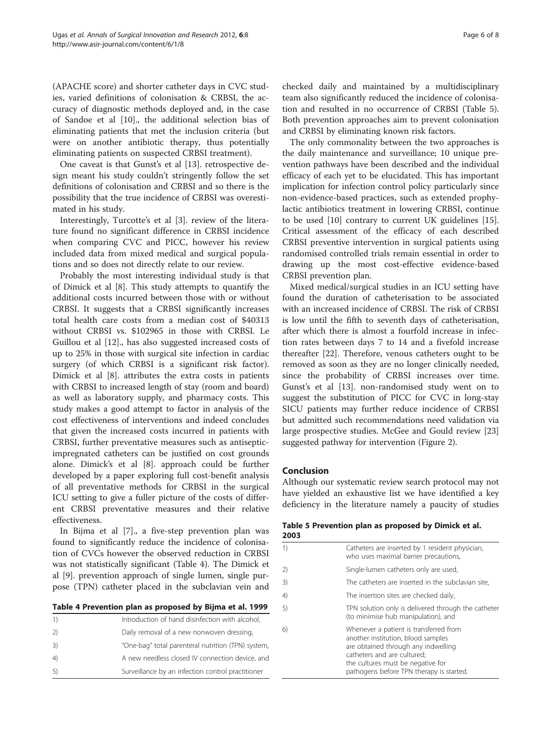(APACHE score) and shorter catheter days in CVC studies, varied definitions of colonisation & CRBSI, the accuracy of diagnostic methods deployed and, in the case of Sandoe et al [10]., the additional selection bias of eliminating patients that met the inclusion criteria (but were on another antibiotic therapy, thus potentially eliminating patients on suspected CRBSI treatment).

One caveat is that Gunst's et al [13]. retrospective design meant his study couldn't stringently follow the set definitions of colonisation and CRBSI and so there is the possibility that the true incidence of CRBSI was overestimated in his study.

Interestingly, Turcotte's et al [3]. review of the literature found no significant difference in CRBSI incidence when comparing CVC and PICC, however his review included data from mixed medical and surgical populations and so does not directly relate to our review.

Probably the most interesting individual study is that of Dimick et al [8]. This study attempts to quantify the additional costs incurred between those with or without CRBSI. It suggests that a CRBSI significantly increases total health care costs from a median cost of $40313 without CRBSI vs. $102965 in those with CRBSI. Le Guillou et al [12]., has also suggested increased costs of up to 25% in those with surgical site infection in cardiac surgery (of which CRBSI is a significant risk factor). Dimick et al [8]. attributes the extra costs in patients with CRBSI to increased length of stay (room and board) as well as laboratory supply, and pharmacy costs. This study makes a good attempt to factor in analysis of the cost effectiveness of interventions and indeed concludes that given the increased costs incurred in patients with CRBSI, further preventative measures such as antiseptic-impregnated catheters can be justified on cost grounds alone. Dimick's et al [8]. approach could be further developed by a paper exploring full cost-benefit analysis of all preventative methods for CRBSI in the surgical ICU setting to give a fuller picture of the costs of different CRBSI preventative measures and their relative effectiveness.

In Bijma et al [7]., a five-step prevention plan was found to significantly reduce the incidence of colonisation of CVCs however the observed reduction in CRBSI was not statistically significant (Table 4). The Dimick et al [9]. prevention approach of single lumen, single purpose (TPN) catheter placed in the subclavian vein and checked daily and maintained by a multidisciplinary team also significantly reduced the incidence of colonisation and resulted in no occurrence of CRBSI (Table 5). Both prevention approaches aim to prevent colonisation and CRBSI by eliminating known risk factors.

**Table 4 Prevention plan as proposed by Bijma et al. 1999**

| | |
|---|---|
| 1) | Introduction of hand disinfection with alcohol, |
| 2) | Daily removal of a new nonwoven dressing, |
| 3) | "One-bag" total parenteral nutrition (TPN) system, |
| 4) | A new needless closed IV connection device, and |
| 5) | Surveillance by an infection control practitioner |

The only commonality between the two approaches is the daily maintenance and surveillance; 10 unique prevention pathways have been described and the individual efficacy of each yet to be elucidated. This has important implication for infection control policy particularly since non-evidence-based practices, such as extended prophylactic antibiotics treatment in lowering CRBSI, continue to be used [10] contrary to current UK guidelines [15]. Critical assessment of the efficacy of each described CRBSI preventive intervention in surgical patients using randomised controlled trials remain essential in order to drawing up the most cost-effective evidence-based CRBSI prevention plan.

Mixed medical/surgical studies in an ICU setting have found the duration of catheterisation to be associated with an increased incidence of CRBSI. The risk of CRBSI is low until the fifth to seventh days of catheterisation, after which there is almost a fourfold increase in infection rates between days 7 to 14 and a fivefold increase thereafter [22]. Therefore, venous catheters ought to be removed as soon as they are no longer clinically needed, since the probability of CRBSI increases over time. Gunst's et al [13]. non-randomised study went on to suggest the substitution of PICC for CVC in long-stay SICU patients may further reduce incidence of CRBSI but admitted such recommendations need validation via large prospective studies. McGee and Gould review [23] suggested pathway for intervention (Figure 2).

## Conclusion

Although our systematic review search protocol may not have yielded an exhaustive list we have identified a key deficiency in the literature namely a paucity of studies

**Table 5 Prevention plan as proposed by Dimick et al. 2003**

| | |
|---|---|
| 1) | Catheters are inserted by 1 resident physician, who uses maximal barrier precautions, |
| 2) | Single-lumen catheters only are used, |
| 3) | The catheters are inserted in the subclavian site, |
| 4) | The insertion sites are checked daily, |
| 5) | TPN solution only is delivered through the catheter (to minimise hub manipulation), and |
| 6) | Whenever a patient is transferred from another institution, blood samples are obtained through any indwelling catheters and are cultured; the cultures must be negative for pathogens before TPN therapy is started. |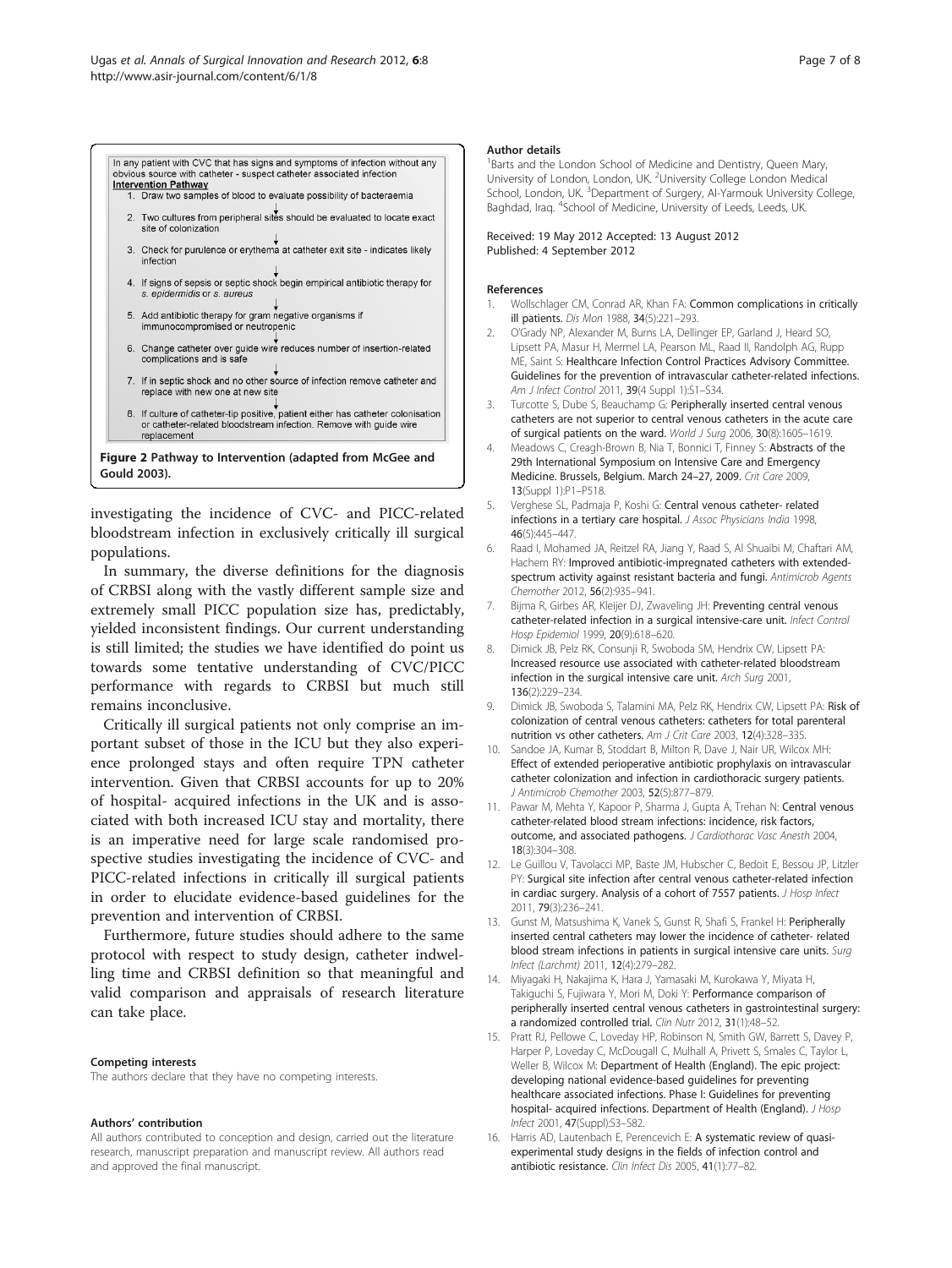In any patient with CVC that has signs and symptoms of infection without any obvious source with catheter - suspect catheter associated infection

**Intervention Pathway**

1. Draw two samples of blood to evaluate possibility of bacteraemia
2. Two cultures from peripheral sites should be evaluated to locate exact site of colonization
3. Check for purulence or erythema at catheter exit site - indicates likely infection
4. If signs of sepsis or septic shock begin empirical antibiotic therapy for *s. epidermidis* or *s. aureus*
5. Add antibiotic therapy for gram negative organisms if immunocompromised or neutropenic
6. Change catheter over guide wire reduces number of insertion-related complications and is safe
7. If in septic shock and no other source of infection remove catheter and replace with new one at new site
8. If culture of catheter-tip positive, patient either has catheter colonisation or catheter-related bloodstream infection. Remove with guide wire replacement

**Figure 2 Pathway to Intervention (adapted from McGee and Gould 2003).**

investigating the incidence of CVC- and PICC-related bloodstream infection in exclusively critically ill surgical populations.

In summary, the diverse definitions for the diagnosis of CRBSI along with the vastly different sample size and extremely small PICC population size has, predictably, yielded inconsistent findings. Our current understanding is still limited; the studies we have identified do point us towards some tentative understanding of CVC/PICC performance with regards to CRBSI but much still remains inconclusive.

Critically ill surgical patients not only comprise an important subset of those in the ICU but they also experience prolonged stays and often require TPN catheter intervention. Given that CRBSI accounts for up to 20% of hospital- acquired infections in the UK and is associated with both increased ICU stay and mortality, there is an imperative need for large scale randomised prospective studies investigating the incidence of CVC- and PICC-related infections in critically ill surgical patients in order to elucidate evidence-based guidelines for the prevention and intervention of CRBSI.

Furthermore, future studies should adhere to the same protocol with respect to study design, catheter indwelling time and CRBSI definition so that meaningful and valid comparison and appraisals of research literature can take place.

#### Competing interests

The authors declare that they have no competing interests.

#### Authors' contribution

All authors contributed to conception and design, carried out the literature research, manuscript preparation and manuscript review. All authors read and approved the final manuscript.

#### Author details

[1]Barts and the London School of Medicine and Dentistry, Queen Mary, University of London, London, UK. [2]University College London Medical School, London, UK. [3]Department of Surgery, Al-Yarmouk University College, Baghdad, Iraq. [4]School of Medicine, University of Leeds, Leeds, UK.

Received: 19 May 2012 Accepted: 13 August 2012
Published: 4 September 2012

#### References

1. Wollschlager CM, Conrad AR, Khan FA: **Common complications in critically ill patients.** *Dis Mon* 1988, **34**(5):221–293.
2. O'Grady NP, Alexander M, Burns LA, Dellinger EP, Garland J, Heard SO, Lipsett PA, Masur H, Mermel LA, Pearson ML, Raad II, Randolph AG, Rupp ME, Saint S: **Healthcare Infection Control Practices Advisory Committee. Guidelines for the prevention of intravascular catheter-related infections.** *Am J Infect Control* 2011, **39**(4 Suppl 1):S1–S34.
3. Turcotte S, Dube S, Beauchamp G: **Peripherally inserted central venous catheters are not superior to central venous catheters in the acute care of surgical patients on the ward.** *World J Surg* 2006, **30**(8):1605–1619.
4. Meadows C, Creagh-Brown B, Nia T, Bonnici T, Finney S: **Abstracts of the 29th International Symposium on Intensive Care and Emergency Medicine. Brussels, Belgium. March 24–27, 2009.** *Crit Care* 2009, **13**(Suppl 1):P1–P518.
5. Verghese SL, Padmaja P, Koshi G: **Central venous catheter- related infections in a tertiary care hospital.** *J Assoc Physicians India* 1998, **46**(5):445–447.
6. Raad I, Mohamed JA, Reitzel RA, Jiang Y, Raad S, Al Shuaibi M, Chaftari AM, Hachem RY: **Improved antibiotic-impregnated catheters with extended-spectrum activity against resistant bacteria and fungi.** *Antimicrob Agents Chemother* 2012, **56**(2):935–941.
7. Bijma R, Girbes AR, Kleijer DJ, Zwaveling JH: **Preventing central venous catheter-related infection in a surgical intensive-care unit.** *Infect Control Hosp Epidemiol* 1999, **20**(9):618–620.
8. Dimick JB, Pelz RK, Consunji R, Swoboda SM, Hendrix CW, Lipsett PA: **Increased resource use associated with catheter-related bloodstream infection in the surgical intensive care unit.** *Arch Surg* 2001, **136**(2):229–234.
9. Dimick JB, Swoboda S, Talamini MA, Pelz RK, Hendrix CW, Lipsett PA: **Risk of colonization of central venous catheters: catheters for total parenteral nutrition vs other catheters.** *Am J Crit Care* 2003, **12**(4):328–335.
10. Sandoe JA, Kumar B, Stoddart B, Milton R, Dave J, Nair UR, Wilcox MH: **Effect of extended perioperative antibiotic prophylaxis on intravascular catheter colonization and infection in cardiothoracic surgery patients.** *J Antimicrob Chemother* 2003, **52**(5):877–879.
11. Pawar M, Mehta Y, Kapoor P, Sharma J, Gupta A, Trehan N: **Central venous catheter-related blood stream infections: incidence, risk factors, outcome, and associated pathogens.** *J Cardiothorac Vasc Anesth* 2004, **18**(3):304–308.
12. Le Guillou V, Tavolacci MP, Baste JM, Hubscher C, Bedoit E, Bessou JP, Litzler PY: **Surgical site infection after central venous catheter-related infection in cardiac surgery. Analysis of a cohort of 7557 patients.** *J Hosp Infect* 2011, **79**(3):236–241.
13. Gunst M, Matsushima K, Vanek S, Gunst R, Shafi S, Frankel H: **Peripherally inserted central catheters may lower the incidence of catheter- related blood stream infections in patients in surgical intensive care units.** *Surg Infect (Larchmt)* 2011, **12**(4):279–282.
14. Miyagaki H, Nakajima K, Hara J, Yamasaki M, Kurokawa Y, Miyata H, Takiguchi S, Fujiwara Y, Mori M, Doki Y: **Performance comparison of peripherally inserted central venous catheters in gastrointestinal surgery: a randomized controlled trial.** *Clin Nutr* 2012, **31**(1):48–52.
15. Pratt RJ, Pellowe C, Loveday HP, Robinson N, Smith GW, Barrett S, Davey P, Harper P, Loveday C, McDougall C, Mulhall A, Privett S, Smales C, Taylor L, Weller B, Wilcox M: **Department of Health (England). The epic project: developing national evidence-based guidelines for preventing healthcare associated infections. Phase I: Guidelines for preventing hospital- acquired infections. Department of Health (England).** *J Hosp Infect* 2001, **47**(Suppl):S3–S82.
16. Harris AD, Lautenbach E, Perencevich E: **A systematic review of quasi-experimental study designs in the fields of infection control and antibiotic resistance.** *Clin Infect Dis* 2005, **41**(1):77–82.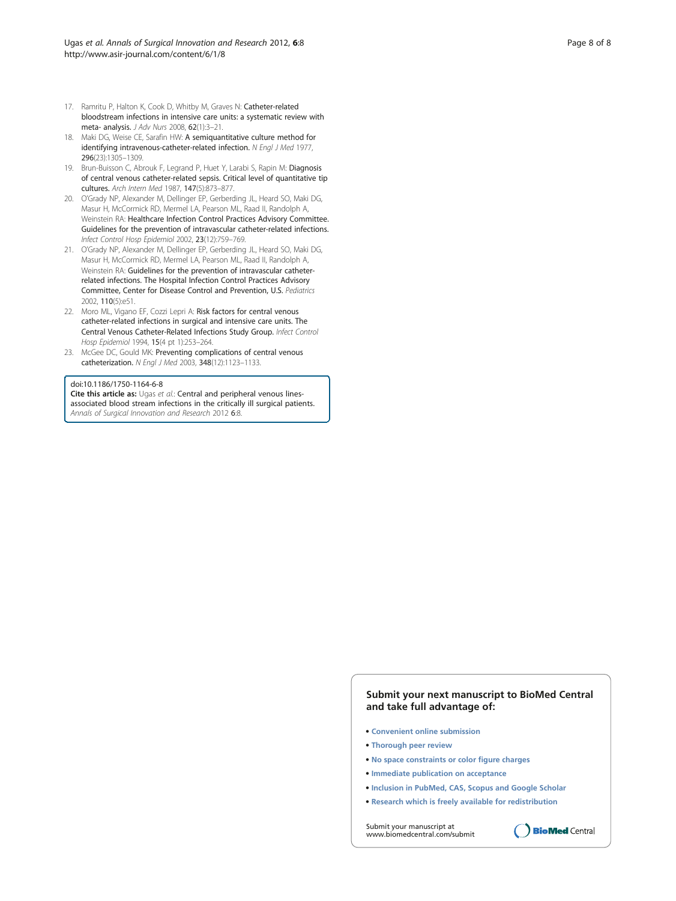17. Ramritu P, Halton K, Cook D, Whitby M, Graves N: **Catheter-related bloodstream infections in intensive care units: a systematic review with meta- analysis.** *J Adv Nurs* 2008, **62**(1):3–21.
18. Maki DG, Weise CE, Sarafin HW: **A semiquantitative culture method for identifying intravenous-catheter-related infection.** *N Engl J Med* 1977, **296**(23):1305–1309.
19. Brun-Buisson C, Abrouk F, Legrand P, Huet Y, Larabi S, Rapin M: **Diagnosis of central venous catheter-related sepsis. Critical level of quantitative tip cultures.** *Arch Intern Med* 1987, **147**(5):873–877.
20. O'Grady NP, Alexander M, Dellinger EP, Gerberding JL, Heard SO, Maki DG, Masur H, McCormick RD, Mermel LA, Pearson ML, Raad II, Randolph A, Weinstein RA: **Healthcare Infection Control Practices Advisory Committee. Guidelines for the prevention of intravascular catheter-related infections.** *Infect Control Hosp Epidemiol* 2002, **23**(12):759–769.
21. O'Grady NP, Alexander M, Dellinger EP, Gerberding JL, Heard SO, Maki DG, Masur H, McCormick RD, Mermel LA, Pearson ML, Raad II, Randolph A, Weinstein RA: **Guidelines for the prevention of intravascular catheter-related infections. The Hospital Infection Control Practices Advisory Committee, Center for Disease Control and Prevention, U.S.** *Pediatrics* 2002, **110**(5):e51.
22. Moro ML, Vigano EF, Cozzi Lepri A: **Risk factors for central venous catheter-related infections in surgical and intensive care units. The Central Venous Catheter-Related Infections Study Group.** *Infect Control Hosp Epidemiol* 1994, **15**(4 pt 1):253–264.
23. McGee DC, Gould MK: **Preventing complications of central venous catheterization.** *N Engl J Med* 2003, **348**(12):1123–1133.

doi:10.1186/1750-1164-6-8

**Cite this article as:** Ugas *et al.*: Central and peripheral venous lines-associated blood stream infections in the critically ill surgical patients. *Annals of Surgical Innovation and Research* 2012 **6**:8.

**Submit your next manuscript to BioMed Central and take full advantage of:**

- **Convenient online submission**
- **Thorough peer review**
- **No space constraints or color figure charges**
- **Immediate publication on acceptance**
- **Inclusion in PubMed, CAS, Scopus and Google Scholar**
- **Research which is freely available for redistribution**

Submit your manuscript at www.biomedcentral.com/submit

BioMed Central